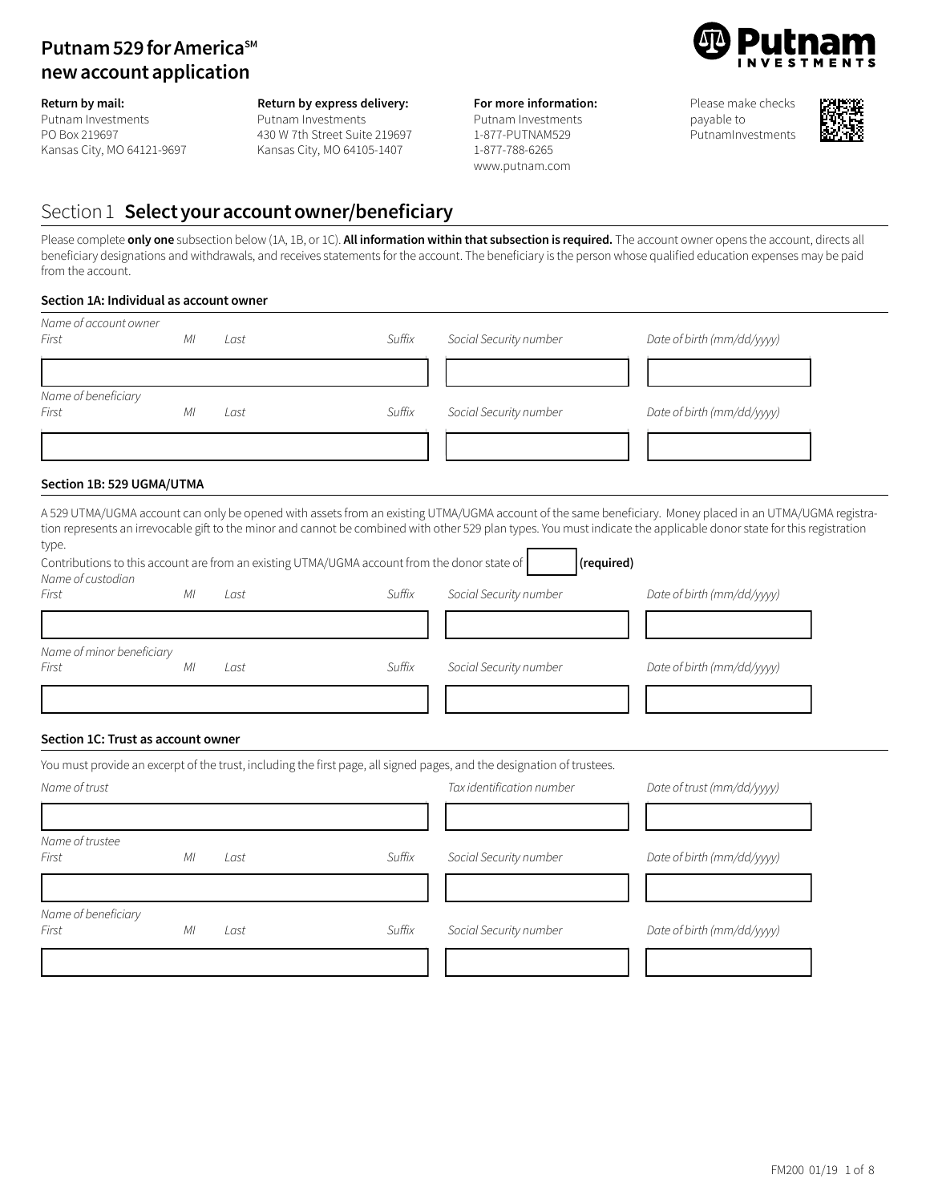# Putnam 529 for America℠ new account application

**Return by mail:**
Putnam Investments
PO Box 219697
Kansas City, MO 64121-9697

**Return by express delivery:**
Putnam Investments
430 W 7th Street Suite 219697
Kansas City, MO 64105-1407

**For more information:**
Putnam Investments
1-877-PUTNAM529
1-877-788-6265
www.putnam.com

Please make checks payable to PutnamInvestments

## Section 1 **Select your account owner/beneficiary**

Please complete **only one** subsection below (1A, 1B, or 1C). **All information within that subsection is required.** The account owner opens the account, directs all beneficiary designations and withdrawals, and receives statements for the account. The beneficiary is the person whose qualified education expenses may be paid from the account.

### Section 1A: Individual as account owner

*Name of account owner*

| *First* | *MI* | *Last* | *Suffix* | *Social Security number* | *Date of birth (mm/dd/yyyy)* |
|---|---|---|---|---|---|
| | | | | | |

*Name of beneficiary*

| *First* | *MI* | *Last* | *Suffix* | *Social Security number* | *Date of birth (mm/dd/yyyy)* |
|---|---|---|---|---|---|
| | | | | | |

### Section 1B: 529 UGMA/UTMA

A 529 UTMA/UGMA account can only be opened with assets from an existing UTMA/UGMA account of the same beneficiary. Money placed in an UTMA/UGMA registration represents an irrevocable gift to the minor and cannot be combined with other 529 plan types. You must indicate the applicable donor state for this registration type.

Contributions to this account are from an existing UTMA/UGMA account from the donor state of ______ **(required)**

*Name of custodian*

| *First* | *MI* | *Last* | *Suffix* | *Social Security number* | *Date of birth (mm/dd/yyyy)* |
|---|---|---|---|---|---|
| | | | | | |

*Name of minor beneficiary*

| *First* | *MI* | *Last* | *Suffix* | *Social Security number* | *Date of birth (mm/dd/yyyy)* |
|---|---|---|---|---|---|
| | | | | | |

### Section 1C: Trust as account owner

You must provide an excerpt of the trust, including the first page, all signed pages, and the designation of trustees.

| *Name of trust* | *Tax identification number* | *Date of trust (mm/dd/yyyy)* |
|---|---|---|
| | | |

*Name of trustee*

| *First* | *MI* | *Last* | *Suffix* | *Social Security number* | *Date of birth (mm/dd/yyyy)* |
|---|---|---|---|---|---|
| | | | | | |

*Name of beneficiary*

| *First* | *MI* | *Last* | *Suffix* | *Social Security number* | *Date of birth (mm/dd/yyyy)* |
|---|---|---|---|---|---|
| | | | | | |

FM200 01/19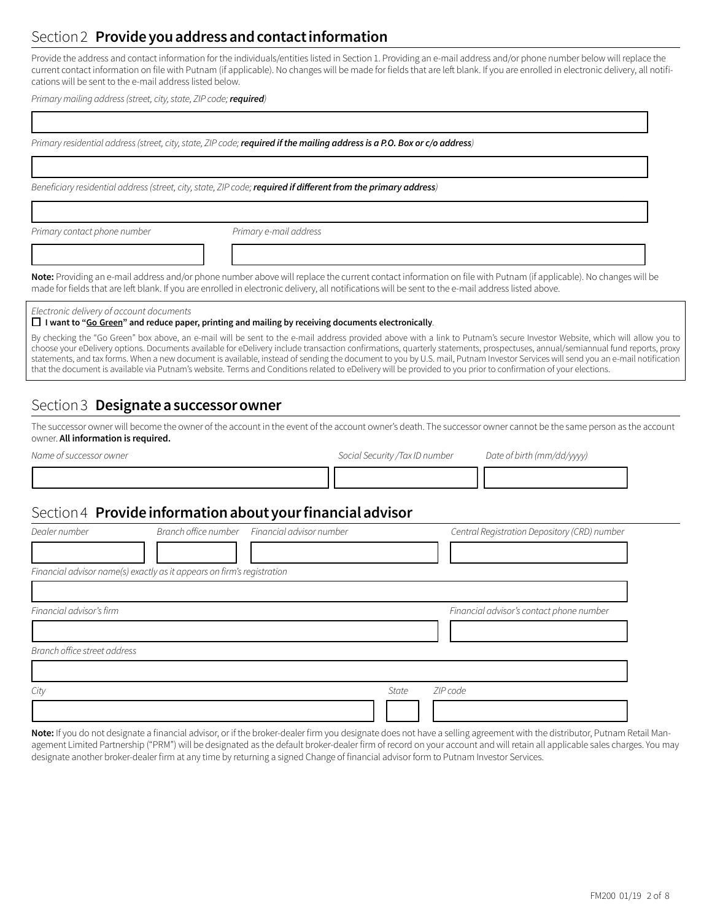## Section 2 **Provide you address and contact information**

Provide the address and contact information for the individuals/entities listed in Section 1. Providing an e-mail address and/or phone number below will replace the current contact information on file with Putnam (if applicable). No changes will be made for fields that are left blank. If you are enrolled in electronic delivery, all notifications will be sent to the e-mail address listed below.

*Primary mailing address (street, city, state, ZIP code; **required**)*

*Primary residential address (street, city, state, ZIP code; **required if the mailing address is a P.O. Box or c/o address**)*

*Beneficiary residential address (street, city, state, ZIP code; **required if different from the primary address**)*

| *Primary contact phone number* | *Primary e-mail address* |
|---|---|
| | |

**Note:** Providing an e-mail address and/or phone number above will replace the current contact information on file with Putnam (if applicable). No changes will be made for fields that are left blank. If you are enrolled in electronic delivery, all notifications will be sent to the e-mail address listed above.

*Electronic delivery of account documents*

☐ **I want to "Go Green" and reduce paper, printing and mailing by receiving documents electronically**.

By checking the "Go Green" box above, an e-mail will be sent to the e-mail address provided above with a link to Putnam's secure Investor Website, which will allow you to choose your eDelivery options. Documents available for eDelivery include transaction confirmations, quarterly statements, prospectuses, annual/semiannual fund reports, proxy statements, and tax forms. When a new document is available, instead of sending the document to you by U.S. mail, Putnam Investor Services will send you an e-mail notification that the document is available via Putnam's website. Terms and Conditions related to eDelivery will be provided to you prior to confirmation of your elections.

## Section 3 **Designate a successor owner**

The successor owner will become the owner of the account in the event of the account owner's death. The successor owner cannot be the same person as the account owner. **All information is required.**

| *Name of successor owner* | *Social Security /Tax ID number* | *Date of birth (mm/dd/yyyy)* |
|---|---|---|
| | | |

## Section 4 **Provide information about your financial advisor**

| *Dealer number* | *Branch office number* | *Financial advisor number* | *Central Registration Depository (CRD) number* |
|---|---|---|---|
| | | | |

*Financial advisor name(s) exactly as it appears on firm's registration*

| *Financial advisor's firm* | *Financial advisor's contact phone number* |
|---|---|
| | |

*Branch office street address*

| *City* | *State* | *ZIP code* |
|---|---|---|
| | | |

**Note:** If you do not designate a financial advisor, or if the broker-dealer firm you designate does not have a selling agreement with the distributor, Putnam Retail Management Limited Partnership ("PRM") will be designated as the default broker-dealer firm of record on your account and will retain all applicable sales charges. You may designate another broker-dealer firm at any time by returning a signed Change of financial advisor form to Putnam Investor Services.

FM200 01/19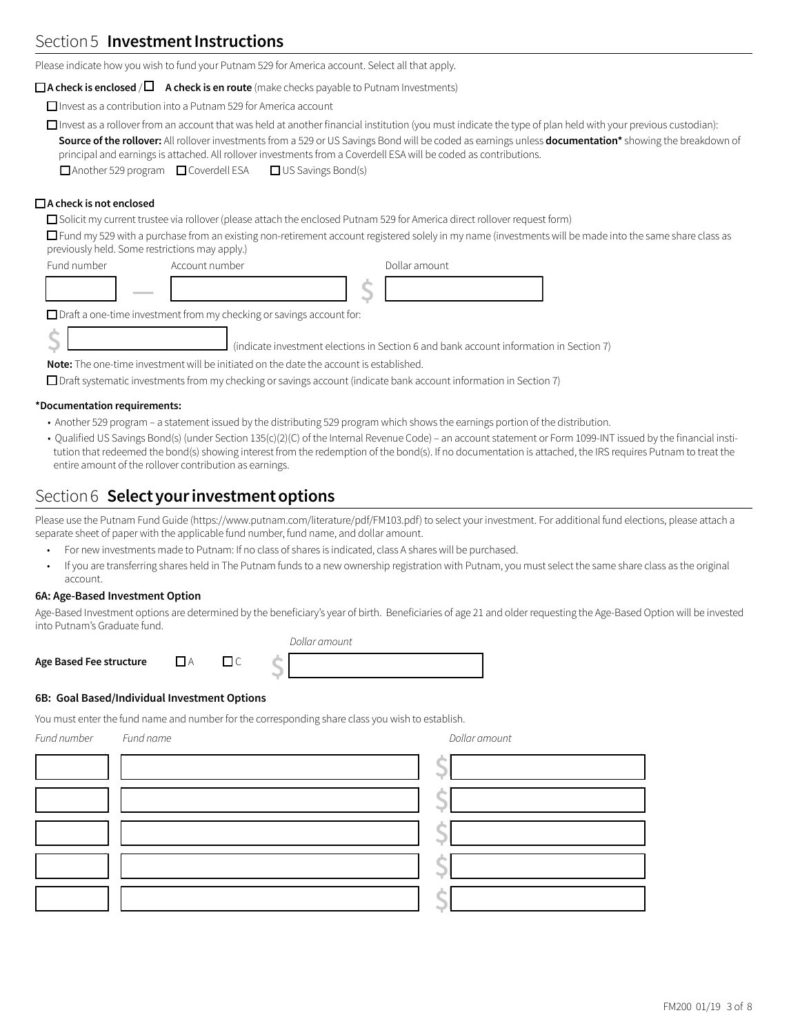## Section 5 **Investment Instructions**

Please indicate how you wish to fund your Putnam 529 for America account. Select all that apply.

☐ **A check is enclosed** / ☐ **A check is en route** (make checks payable to Putnam Investments)

☐ Invest as a contribution into a Putnam 529 for America account

☐ Invest as a rollover from an account that was held at another financial institution (you must indicate the type of plan held with your previous custodian):

**Source of the rollover:** All rollover investments from a 529 or US Savings Bond will be coded as earnings unless **documentation*** showing the breakdown of principal and earnings is attached. All rollover investments from a Coverdell ESA will be coded as contributions.

☐ Another 529 program ☐ Coverdell ESA ☐ US Savings Bond(s)

☐ **A check is not enclosed**

☐ Solicit my current trustee via rollover (please attach the enclosed Putnam 529 for America direct rollover request form)

☐ Fund my 529 with a purchase from an existing non-retirement account registered solely in my name (investments will be made into the same share class as previously held. Some restrictions may apply.)

| Fund number | | Account number | | Dollar amount |
|---|---|---|---|---|
| | — | | $ | |

☐ Draft a one-time investment from my checking or savings account for:

$ ____________ (indicate investment elections in Section 6 and bank account information in Section 7)

**Note:** The one-time investment will be initiated on the date the account is established.

☐ Draft systematic investments from my checking or savings account (indicate bank account information in Section 7)

**\*Documentation requirements:**

- Another 529 program – a statement issued by the distributing 529 program which shows the earnings portion of the distribution.
- Qualified US Savings Bond(s) (under Section 135(c)(2)(C) of the Internal Revenue Code) – an account statement or Form 1099-INT issued by the financial institution that redeemed the bond(s) showing interest from the redemption of the bond(s). If no documentation is attached, the IRS requires Putnam to treat the entire amount of the rollover contribution as earnings.

## Section 6 **Select your investment options**

Please use the Putnam Fund Guide (https://www.putnam.com/literature/pdf/FM103.pdf) to select your investment. For additional fund elections, please attach a separate sheet of paper with the applicable fund number, fund name, and dollar amount.

- For new investments made to Putnam: If no class of shares is indicated, class A shares will be purchased.
- If you are transferring shares held in The Putnam funds to a new ownership registration with Putnam, you must select the same share class as the original account.

### 6A: Age-Based Investment Option

Age-Based Investment options are determined by the beneficiary's year of birth. Beneficiaries of age 21 and older requesting the Age-Based Option will be invested into Putnam's Graduate fund.

**Age Based Fee structure** ☐ A ☐ C *Dollar amount* $ ____________

### 6B: Goal Based/Individual Investment Options

You must enter the fund name and number for the corresponding share class you wish to establish.

| *Fund number* | *Fund name* | *Dollar amount* |
|---|---|---|
| | | $ |
| | | $ |
| | | $ |
| | | $ |
| | | $ |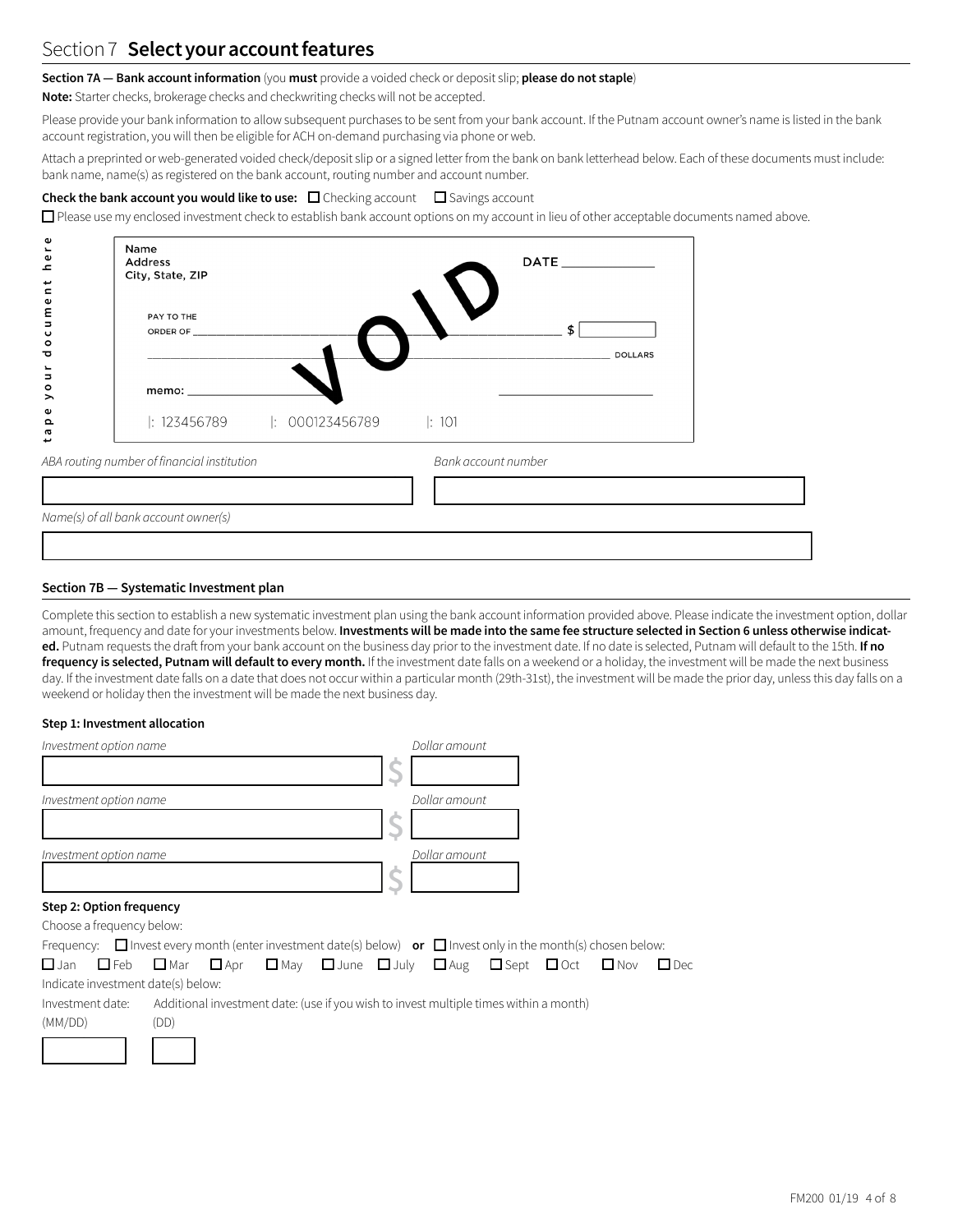## Section 7 **Select your account features**

**Section 7A — Bank account information** (you **must** provide a voided check or deposit slip; **please do not staple**)

**Note:** Starter checks, brokerage checks and checkwriting checks will not be accepted.

Please provide your bank information to allow subsequent purchases to be sent from your bank account. If the Putnam account owner's name is listed in the bank account registration, you will then be eligible for ACH on-demand purchasing via phone or web.

Attach a preprinted or web-generated voided check/deposit slip or a signed letter from the bank on bank letterhead below. Each of these documents must include: bank name, name(s) as registered on the bank account, routing number and account number.

**Check the bank account you would like to use:** ☐ Checking account ☐ Savings account

☐ Please use my enclosed investment check to establish bank account options on my account in lieu of other acceptable documents named above.

tape your document here

Name
Address
City, State, ZIP

DATE ____________

PAY TO THE ORDER OF ______________________________ $ [ ]

______________________________ DOLLARS

memo: ______________ ______________

VOID

|: 123456789 |: 000123456789 |: 101

*ABA routing number of financial institution*

[ ]

*Bank account number*

[ ]

*Name(s) of all bank account owner(s)*

[ ]

**Section 7B — Systematic Investment plan**

Complete this section to establish a new systematic investment plan using the bank account information provided above. Please indicate the investment option, dollar amount, frequency and date for your investments below. **Investments will be made into the same fee structure selected in Section 6 unless otherwise indicated.** Putnam requests the draft from your bank account on the business day prior to the investment date. If no date is selected, Putnam will default to the 15th. **If no frequency is selected, Putnam will default to every month.** If the investment date falls on a weekend or a holiday, the investment will be made the next business day. If the investment date falls on a date that does not occur within a particular month (29th-31st), the investment will be made the prior day, unless this day falls on a weekend or holiday then the investment will be made the next business day.

**Step 1: Investment allocation**

| *Investment option name* | *Dollar amount* |
|---|---|
| | $ |
| | $ |
| | $ |

**Step 2: Option frequency**

Choose a frequency below:

Frequency: ☐ Invest every month (enter investment date(s) below) **or** ☐ Invest only in the month(s) chosen below:

☐ Jan ☐ Feb ☐ Mar ☐ Apr ☐ May ☐ June ☐ July ☐ Aug ☐ Sept ☐ Oct ☐ Nov ☐ Dec

Indicate investment date(s) below:

Investment date: (MM/DD) [ ]

Additional investment date: (use if you wish to invest multiple times within a month) (DD) [ ]

FM200 01/19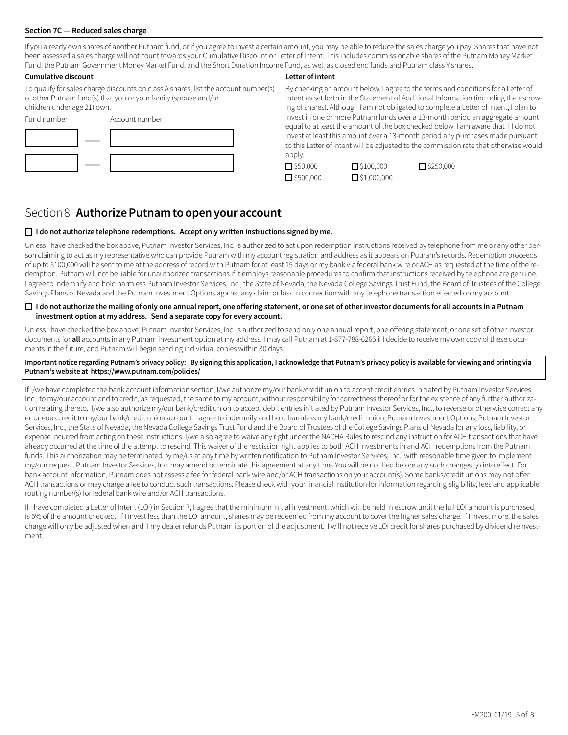### Section 7C — Reduced sales charge

If you already own shares of another Putnam fund, or if you agree to invest a certain amount, you may be able to reduce the sales charge you pay. Shares that have not been assessed a sales charge will not count towards your Cumulative Discount or Letter of Intent. This includes commissionable shares of the Putnam Money Market Fund, the Putnam Government Money Market Fund, and the Short Duration Income Fund, as well as closed end funds and Putnam class Y shares.

**Cumulative discount**

To qualify for sales charge discounts on class A shares, list the account number(s) of other Putnam fund(s) that you or your family (spouse and/or children under age 21) own.

| Fund number | | Account number |
|---|---|---|
| | — | |
| | — | |

**Letter of intent**

By checking an amount below, I agree to the terms and conditions for a Letter of Intent as set forth in the Statement of Additional Information (including the escrowing of shares). Although I am not obligated to complete a Letter of Intent, I plan to invest in one or more Putnam funds over a 13-month period an aggregate amount equal to at least the amount of the box checked below. I am aware that if I do not invest at least this amount over a 13-month period any purchases made pursuant to this Letter of Intent will be adjusted to the commission rate that otherwise would apply.

☐ $50,000 ☐ $100,000 ☐ $250,000
☐ $500,000 ☐ $1,000,000

## Section 8 **Authorize Putnam to open your account**

☐ **I do not authorize telephone redemptions. Accept only written instructions signed by me.**

Unless I have checked the box above, Putnam Investor Services, Inc. is authorized to act upon redemption instructions received by telephone from me or any other person claiming to act as my representative who can provide Putnam with my account registration and address as it appears on Putnam's records. Redemption proceeds of up to $100,000 will be sent to me at the address of record with Putnam for at least 15 days or my bank via federal bank wire or ACH as requested at the time of the redemption. Putnam will not be liable for unauthorized transactions if it employs reasonable procedures to confirm that instructions received by telephone are genuine. I agree to indemnify and hold harmless Putnam Investor Services, Inc., the State of Nevada, the Nevada College Savings Trust Fund, the Board of Trustees of the College Savings Plans of Nevada and the Putnam Investment Options against any claim or loss in connection with any telephone transaction effected on my account.

☐ **I do not authorize the mailing of only one annual report, one offering statement, or one set of other investor documents for all accounts in a Putnam investment option at my address. Send a separate copy for every account.**

Unless I have checked the box above, Putnam Investor Services, Inc. is authorized to send only one annual report, one offering statement, or one set of other investor documents for **all** accounts in any Putnam investment option at my address. I may call Putnam at 1-877-788-6265 if I decide to receive my own copy of these documents in the future, and Putnam will begin sending individual copies within 30 days.

**Important notice regarding Putnam's privacy policy: By signing this application, I acknowledge that Putnam's privacy policy is available for viewing and printing via Putnam's website at https://www.putnam.com/policies/**

If I/we have completed the bank account information section, I/we authorize my/our bank/credit union to accept credit entries initiated by Putnam Investor Services, Inc., to my/our account and to credit, as requested, the same to my account, without responsibility for correctness thereof or for the existence of any further authorization relating thereto. I/we also authorize my/our bank/credit union to accept debit entries initiated by Putnam Investor Services, Inc., to reverse or otherwise correct any erroneous credit to my/our bank/credit union account. I agree to indemnify and hold harmless my bank/credit union, Putnam Investment Options, Putnam Investor Services, Inc., the State of Nevada, the Nevada College Savings Trust Fund and the Board of Trustees of the College Savings Plans of Nevada for any loss, liability, or expense incurred from acting on these instructions. I/we also agree to waive any right under the NACHA Rules to rescind any instruction for ACH transactions that have already occurred at the time of the attempt to rescind. This waiver of the rescission right applies to both ACH investments in and ACH redemptions from the Putnam funds. This authorization may be terminated by me/us at any time by written notification to Putnam Investor Services, Inc., with reasonable time given to implement my/our request. Putnam Investor Services, Inc. may amend or terminate this agreement at any time. You will be notified before any such changes go into effect. For bank account information, Putnam does not assess a fee for federal bank wire and/or ACH transactions on your account(s). Some banks/credit unions may not offer ACH transactions or may charge a fee to conduct such transactions. Please check with your financial institution for information regarding eligibility, fees and applicable routing number(s) for federal bank wire and/or ACH transactions.

If I have completed a Letter of Intent (LOI) in Section 7, I agree that the minimum initial investment, which will be held in escrow until the full LOI amount is purchased, is 5% of the amount checked. If I invest less than the LOI amount, shares may be redeemed from my account to cover the higher sales charge. If I invest more, the sales charge will only be adjusted when and if my dealer refunds Putnam its portion of the adjustment. I will not receive LOI credit for shares purchased by dividend reinvestment.

FM200 01/19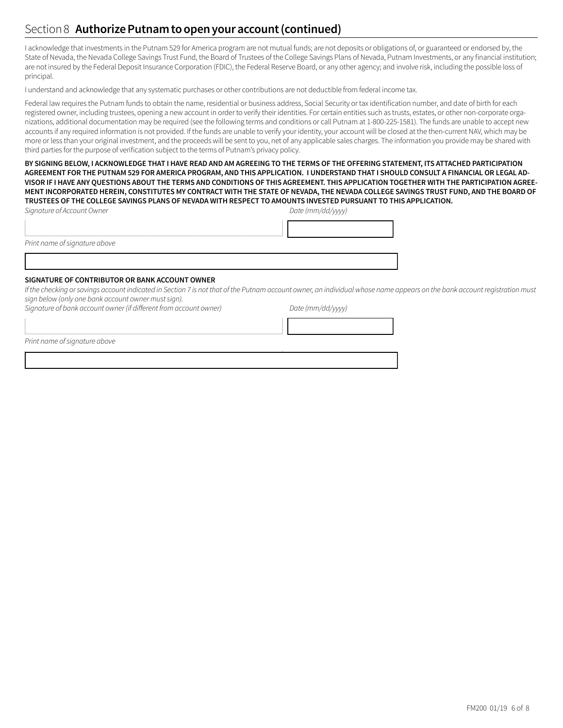## Section 8 **Authorize Putnam to open your account (continued)**

I acknowledge that investments in the Putnam 529 for America program are not mutual funds; are not deposits or obligations of, or guaranteed or endorsed by, the State of Nevada, the Nevada College Savings Trust Fund, the Board of Trustees of the College Savings Plans of Nevada, Putnam Investments, or any financial institution; are not insured by the Federal Deposit Insurance Corporation (FDIC), the Federal Reserve Board, or any other agency; and involve risk, including the possible loss of principal.

I understand and acknowledge that any systematic purchases or other contributions are not deductible from federal income tax.

Federal law requires the Putnam funds to obtain the name, residential or business address, Social Security or tax identification number, and date of birth for each registered owner, including trustees, opening a new account in order to verify their identities. For certain entities such as trusts, estates, or other non-corporate organizations, additional documentation may be required (see the following terms and conditions or call Putnam at 1-800-225-1581). The funds are unable to accept new accounts if any required information is not provided. If the funds are unable to verify your identity, your account will be closed at the then-current NAV, which may be more or less than your original investment, and the proceeds will be sent to you, net of any applicable sales charges. The information you provide may be shared with third parties for the purpose of verification subject to the terms of Putnam's privacy policy.

**BY SIGNING BELOW, I ACKNOWLEDGE THAT I HAVE READ AND AM AGREEING TO THE TERMS OF THE OFFERING STATEMENT, ITS ATTACHED PARTICIPATION AGREEMENT FOR THE PUTNAM 529 FOR AMERICA PROGRAM, AND THIS APPLICATION. I UNDERSTAND THAT I SHOULD CONSULT A FINANCIAL OR LEGAL ADVISOR IF I HAVE ANY QUESTIONS ABOUT THE TERMS AND CONDITIONS OF THIS AGREEMENT. THIS APPLICATION TOGETHER WITH THE PARTICIPATION AGREEMENT INCORPORATED HEREIN, CONSTITUTES MY CONTRACT WITH THE STATE OF NEVADA, THE NEVADA COLLEGE SAVINGS TRUST FUND, AND THE BOARD OF TRUSTEES OF THE COLLEGE SAVINGS PLANS OF NEVADA WITH RESPECT TO AMOUNTS INVESTED PURSUANT TO THIS APPLICATION.**

*Signature of Account Owner* *Date (mm/dd/yyyy)*

*Print name of signature above*

**SIGNATURE OF CONTRIBUTOR OR BANK ACCOUNT OWNER**

*If the checking or savings account indicated in Section 7 is not that of the Putnam account owner, an individual whose name appears on the bank account registration must sign below (only one bank account owner must sign).*

*Signature of bank account owner (if different from account owner)* *Date (mm/dd/yyyy)*

*Print name of signature above*

FM200 01/19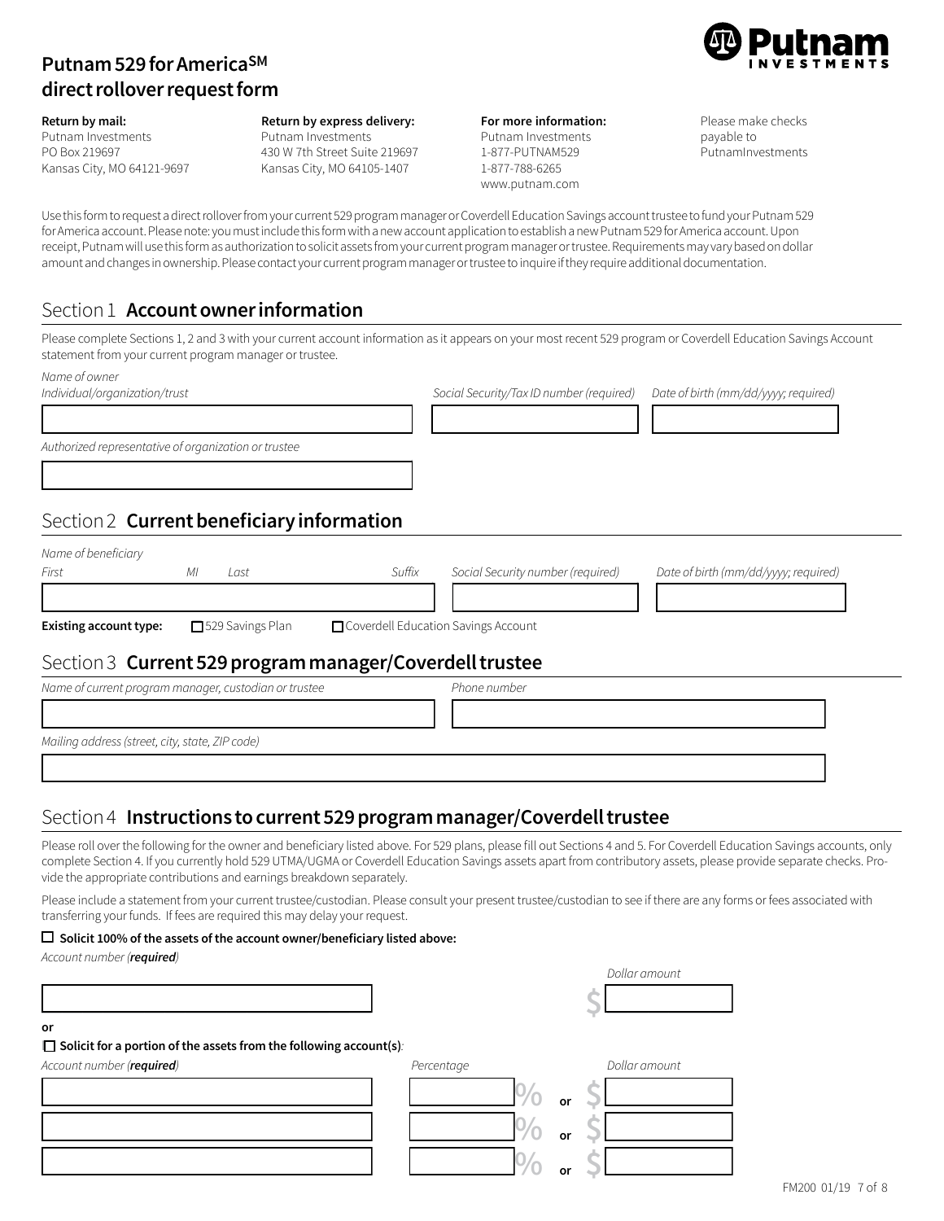# Putnam 529 for America[SM] direct rollover request form

Putnam Investments

**Return by mail:**
Putnam Investments
PO Box 219697
Kansas City, MO 64121-9697

**Return by express delivery:**
Putnam Investments
430 W 7th Street Suite 219697
Kansas City, MO 64105-1407

**For more information:**
Putnam Investments
1-877-PUTNAM529
1-877-788-6265
www.putnam.com

Please make checks payable to PutnamInvestments

Use this form to request a direct rollover from your current 529 program manager or Coverdell Education Savings account trustee to fund your Putnam 529 for America account. Please note: you must include this form with a new account application to establish a new Putnam 529 for America account. Upon receipt, Putnam will use this form as authorization to solicit assets from your current program manager or trustee. Requirements may vary based on dollar amount and changes in ownership. Please contact your current program manager or trustee to inquire if they require additional documentation.

## Section 1 **Account owner information**

Please complete Sections 1, 2 and 3 with your current account information as it appears on your most recent 529 program or Coverdell Education Savings Account statement from your current program manager or trustee.

*Name of owner*
*Individual/organization/trust*

*Social Security/Tax ID number (required)*

*Date of birth (mm/dd/yyyy; required)*

*Authorized representative of organization or trustee*

## Section 2 **Current beneficiary information**

*Name of beneficiary*
*First* *MI* *Last* *Suffix*

*Social Security number (required)*

*Date of birth (mm/dd/yyyy; required)*

**Existing account type:** ☐ 529 Savings Plan ☐ Coverdell Education Savings Account

## Section 3 **Current 529 program manager/Coverdell trustee**

*Name of current program manager, custodian or trustee*

*Phone number*

*Mailing address (street, city, state, ZIP code)*

## Section 4 **Instructions to current 529 program manager/Coverdell trustee**

Please roll over the following for the owner and beneficiary listed above. For 529 plans, please fill out Sections 4 and 5. For Coverdell Education Savings accounts, only complete Section 4. If you currently hold 529 UTMA/UGMA or Coverdell Education Savings assets apart from contributory assets, please provide separate checks. Provide the appropriate contributions and earnings breakdown separately.

Please include a statement from your current trustee/custodian. Please consult your present trustee/custodian to see if there are any forms or fees associated with transferring your funds. If fees are required this may delay your request.

☐ **Solicit 100% of the assets of the account owner/beneficiary listed above:**

*Account number (**required**)*

*Dollar amount*
$

**or**

☐ **Solicit for a portion of the assets from the following account(s)**:

| *Account number (**required**)* | *Percentage* | | *Dollar amount* |
|---|---|---|---|
| | % | **or** | $ |
| | % | **or** | $ |
| | % | **or** | $ |

FM200 01/19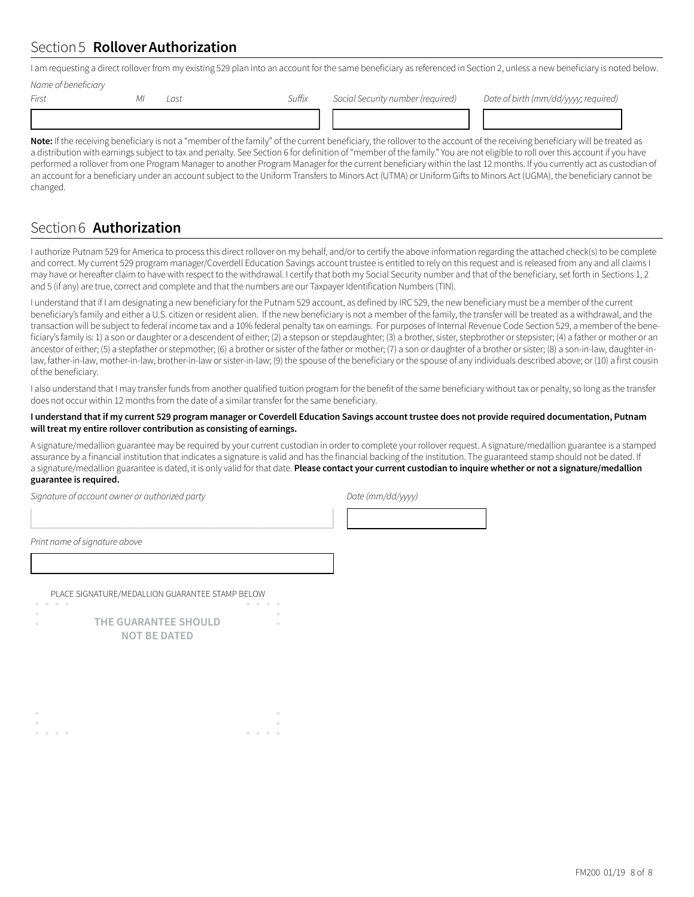## Section 5 **Rollover Authorization**

I am requesting a direct rollover from my existing 529 plan into an account for the same beneficiary as referenced in Section 2, unless a new beneficiary is noted below.

*Name of beneficiary*

| *First* | *MI* | *Last* | *Suffix* | *Social Security number (required)* | *Date of birth (mm/dd/yyyy; required)* |
|---|---|---|---|---|---|
| | | | | | |

**Note:** If the receiving beneficiary is not a "member of the family" of the current beneficiary, the rollover to the account of the receiving beneficiary will be treated as a distribution with earnings subject to tax and penalty. See Section 6 for definition of "member of the family." You are not eligible to roll over this account if you have performed a rollover from one Program Manager to another Program Manager for the current beneficiary within the last 12 months. If you currently act as custodian of an account for a beneficiary under an account subject to the Uniform Transfers to Minors Act (UTMA) or Uniform Gifts to Minors Act (UGMA), the beneficiary cannot be changed.

## Section 6 **Authorization**

I authorize Putnam 529 for America to process this direct rollover on my behalf, and/or to certify the above information regarding the attached check(s) to be complete and correct. My current 529 program manager/Coverdell Education Savings account trustee is entitled to rely on this request and is released from any and all claims I may have or hereafter claim to have with respect to the withdrawal. I certify that both my Social Security number and that of the beneficiary, set forth in Sections 1, 2 and 5 (if any) are true, correct and complete and that the numbers are our Taxpayer Identification Numbers (TIN).

I understand that if I am designating a new beneficiary for the Putnam 529 account, as defined by IRC 529, the new beneficiary must be a member of the current beneficiary's family and either a U.S. citizen or resident alien. If the new beneficiary is not a member of the family, the transfer will be treated as a withdrawal, and the transaction will be subject to federal income tax and a 10% federal penalty tax on earnings. For purposes of Internal Revenue Code Section 529, a member of the beneficiary's family is: 1) a son or daughter or a descendent of either; (2) a stepson or stepdaughter; (3) a brother, sister, stepbrother or stepsister; (4) a father or mother or an ancestor of either; (5) a stepfather or stepmother; (6) a brother or sister of the father or mother; (7) a son or daughter of a brother or sister; (8) a son-in-law, daughter-in-law, father-in-law, mother-in-law, brother-in-law or sister-in-law; (9) the spouse of the beneficiary or the spouse of any individuals described above; or (10) a first cousin of the beneficiary.

I also understand that I may transfer funds from another qualified tuition program for the benefit of the same beneficiary without tax or penalty, so long as the transfer does not occur within 12 months from the date of a similar transfer for the same beneficiary.

**I understand that if my current 529 program manager or Coverdell Education Savings account trustee does not provide required documentation, Putnam will treat my entire rollover contribution as consisting of earnings.**

A signature/medallion guarantee may be required by your current custodian in order to complete your rollover request. A signature/medallion guarantee is a stamped assurance by a financial institution that indicates a signature is valid and has the financial backing of the institution. The guaranteed stamp should not be dated. If a signature/medallion guarantee is dated, it is only valid for that date. **Please contact your current custodian to inquire whether or not a signature/medallion guarantee is required.**

*Signature of account owner or authorized party*

*Date (mm/dd/yyyy)*

*Print name of signature above*

PLACE SIGNATURE/MEDALLION GUARANTEE STAMP BELOW

**THE GUARANTEE SHOULD NOT BE DATED**

FM200 01/19